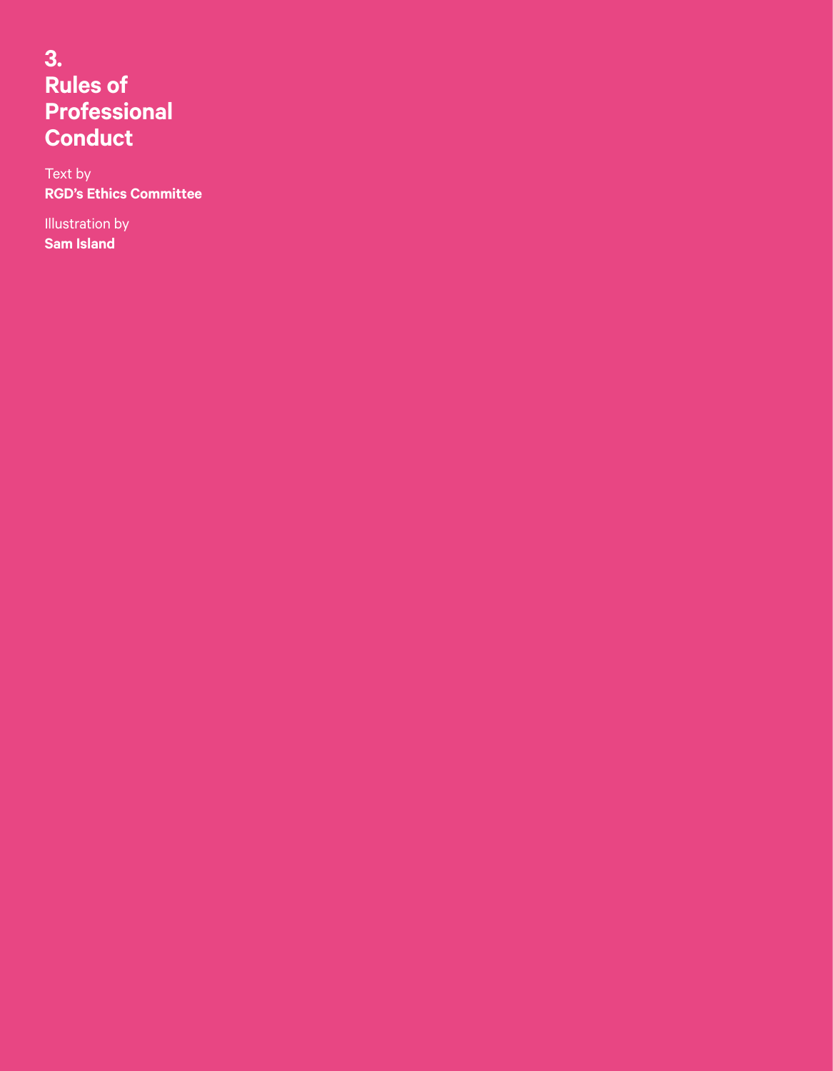# 3. Rules of Professional Conduct

Text by
**RGD's Ethics Committee**

Illustration by
**Sam Island**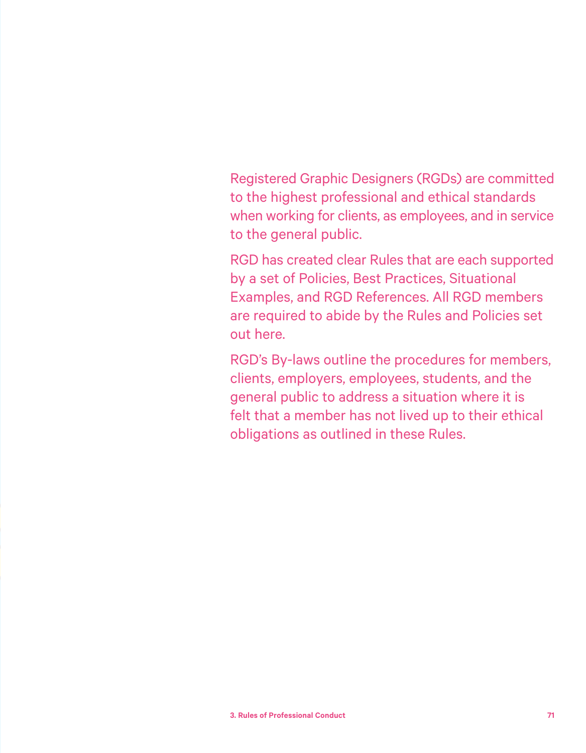Registered Graphic Designers (RGDs) are committed to the highest professional and ethical standards when working for clients, as employees, and in service to the general public.

RGD has created clear Rules that are each supported by a set of Policies, Best Practices, Situational Examples, and RGD References. All RGD members are required to abide by the Rules and Policies set out here.

RGD's By-laws outline the procedures for members, clients, employers, employees, students, and the general public to address a situation where it is felt that a member has not lived up to their ethical obligations as outlined in these Rules.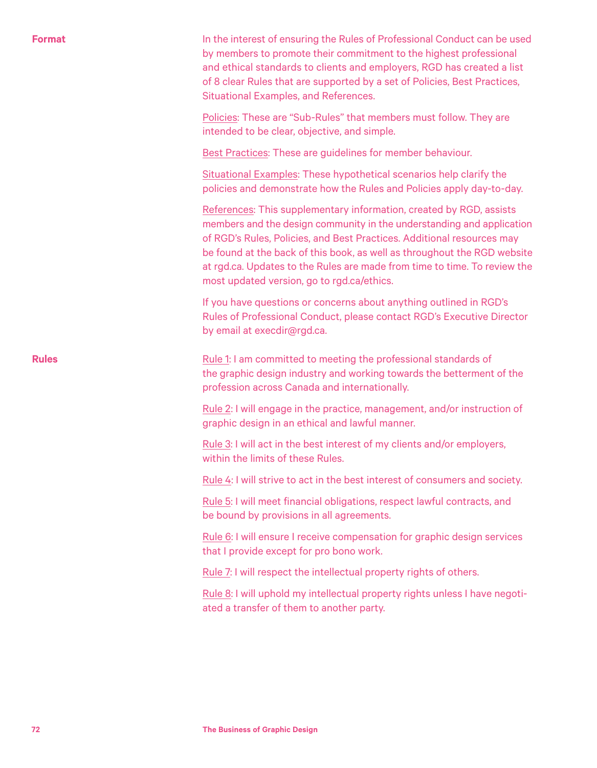## Format

In the interest of ensuring the Rules of Professional Conduct can be used by members to promote their commitment to the highest professional and ethical standards to clients and employers, RGD has created a list of 8 clear Rules that are supported by a set of Policies, Best Practices, Situational Examples, and References.

Policies: These are "Sub-Rules" that members must follow. They are intended to be clear, objective, and simple.

Best Practices: These are guidelines for member behaviour.

Situational Examples: These hypothetical scenarios help clarify the policies and demonstrate how the Rules and Policies apply day-to-day.

References: This supplementary information, created by RGD, assists members and the design community in the understanding and application of RGD's Rules, Policies, and Best Practices. Additional resources may be found at the back of this book, as well as throughout the RGD website at rgd.ca. Updates to the Rules are made from time to time. To review the most updated version, go to rgd.ca/ethics.

If you have questions or concerns about anything outlined in RGD's Rules of Professional Conduct, please contact RGD's Executive Director by email at execdir@rgd.ca.

## Rules

Rule 1: I am committed to meeting the professional standards of the graphic design industry and working towards the betterment of the profession across Canada and internationally.

Rule 2: I will engage in the practice, management, and/or instruction of graphic design in an ethical and lawful manner.

Rule 3: I will act in the best interest of my clients and/or employers, within the limits of these Rules.

Rule 4: I will strive to act in the best interest of consumers and society.

Rule 5: I will meet financial obligations, respect lawful contracts, and be bound by provisions in all agreements.

Rule 6: I will ensure I receive compensation for graphic design services that I provide except for pro bono work.

Rule 7: I will respect the intellectual property rights of others.

Rule 8: I will uphold my intellectual property rights unless I have negotiated a transfer of them to another party.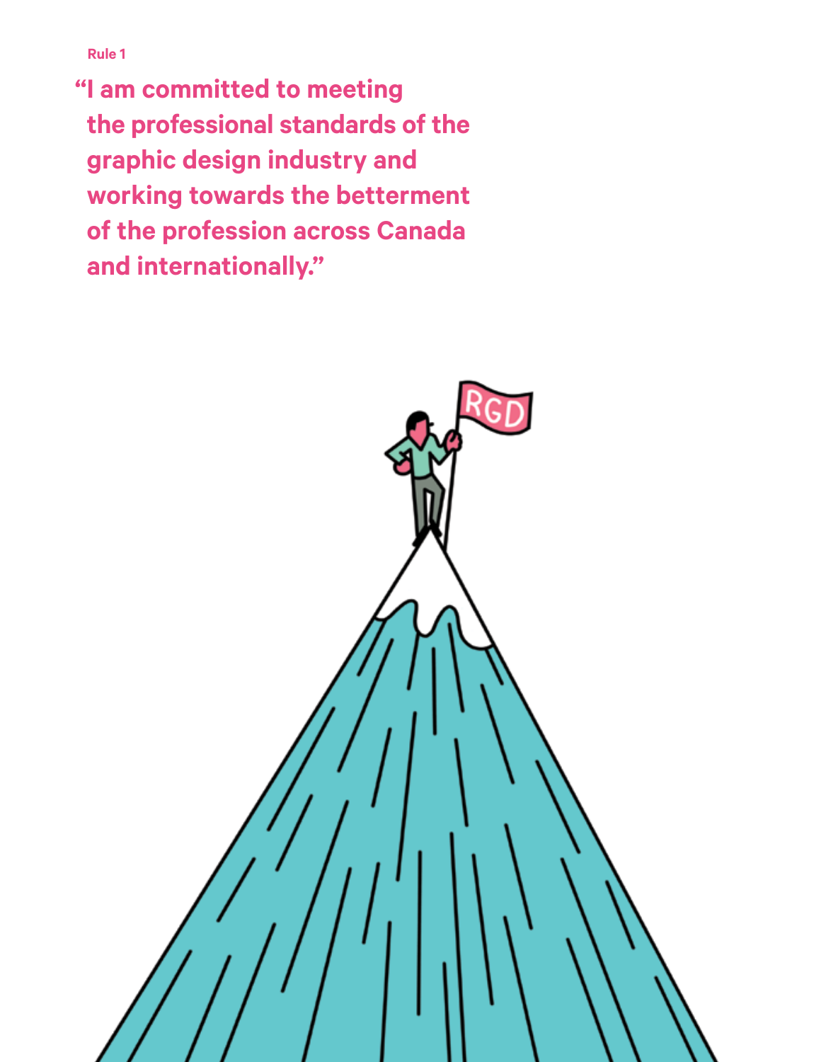Rule 1

## "I am committed to meeting the professional standards of the graphic design industry and working towards the betterment of the profession across Canada and internationally."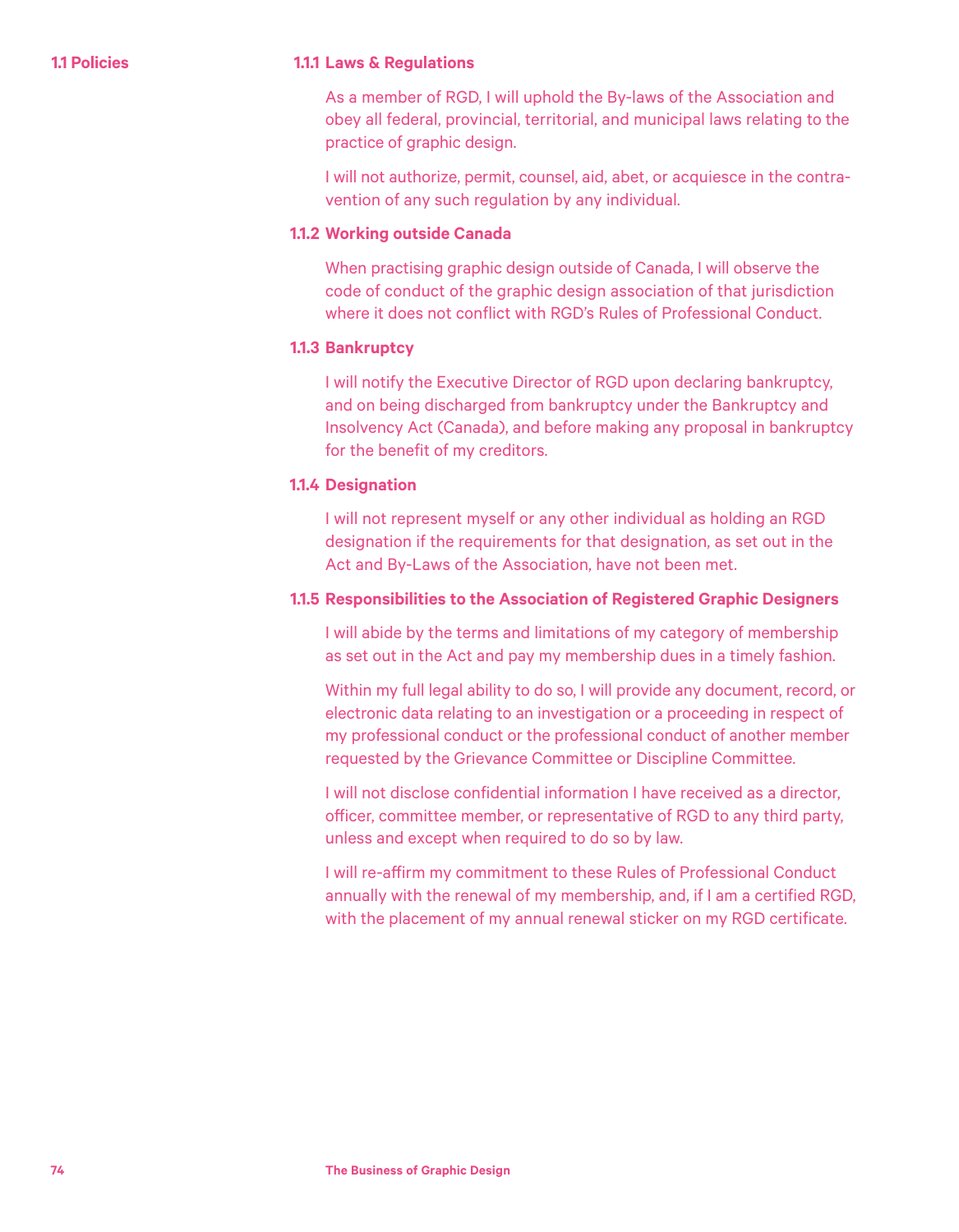## 1.1 Policies

### 1.1.1 Laws & Regulations

As a member of RGD, I will uphold the By-laws of the Association and obey all federal, provincial, territorial, and municipal laws relating to the practice of graphic design.

I will not authorize, permit, counsel, aid, abet, or acquiesce in the contravention of any such regulation by any individual.

### 1.1.2 Working outside Canada

When practising graphic design outside of Canada, I will observe the code of conduct of the graphic design association of that jurisdiction where it does not conflict with RGD's Rules of Professional Conduct.

### 1.1.3 Bankruptcy

I will notify the Executive Director of RGD upon declaring bankruptcy, and on being discharged from bankruptcy under the Bankruptcy and Insolvency Act (Canada), and before making any proposal in bankruptcy for the benefit of my creditors.

### 1.1.4 Designation

I will not represent myself or any other individual as holding an RGD designation if the requirements for that designation, as set out in the Act and By-Laws of the Association, have not been met.

### 1.1.5 Responsibilities to the Association of Registered Graphic Designers

I will abide by the terms and limitations of my category of membership as set out in the Act and pay my membership dues in a timely fashion.

Within my full legal ability to do so, I will provide any document, record, or electronic data relating to an investigation or a proceeding in respect of my professional conduct or the professional conduct of another member requested by the Grievance Committee or Discipline Committee.

I will not disclose confidential information I have received as a director, officer, committee member, or representative of RGD to any third party, unless and except when required to do so by law.

I will re-affirm my commitment to these Rules of Professional Conduct annually with the renewal of my membership, and, if I am a certified RGD, with the placement of my annual renewal sticker on my RGD certificate.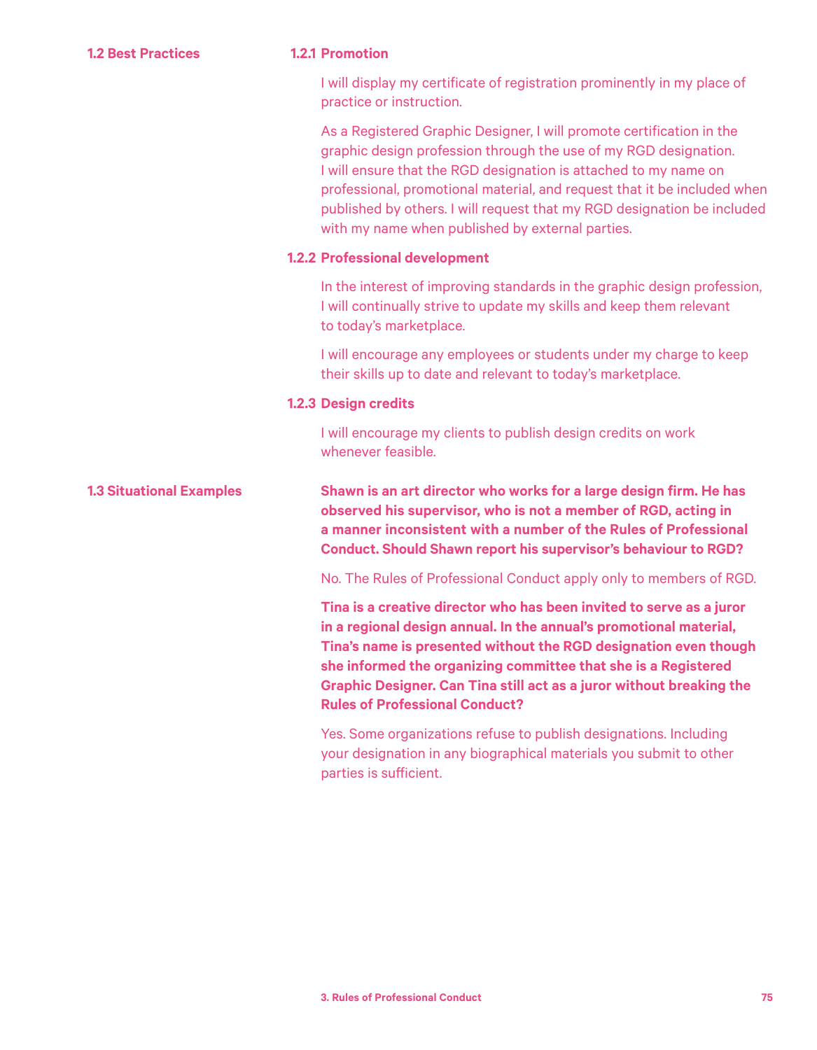## 1.2 Best Practices

### 1.2.1 Promotion

I will display my certificate of registration prominently in my place of practice or instruction.

As a Registered Graphic Designer, I will promote certification in the graphic design profession through the use of my RGD designation. I will ensure that the RGD designation is attached to my name on professional, promotional material, and request that it be included when published by others. I will request that my RGD designation be included with my name when published by external parties.

### 1.2.2 Professional development

In the interest of improving standards in the graphic design profession, I will continually strive to update my skills and keep them relevant to today's marketplace.

I will encourage any employees or students under my charge to keep their skills up to date and relevant to today's marketplace.

### 1.2.3 Design credits

I will encourage my clients to publish design credits on work whenever feasible.

## 1.3 Situational Examples

**Shawn is an art director who works for a large design firm. He has observed his supervisor, who is not a member of RGD, acting in a manner inconsistent with a number of the Rules of Professional Conduct. Should Shawn report his supervisor's behaviour to RGD?**

No. The Rules of Professional Conduct apply only to members of RGD.

**Tina is a creative director who has been invited to serve as a juror in a regional design annual. In the annual's promotional material, Tina's name is presented without the RGD designation even though she informed the organizing committee that she is a Registered Graphic Designer. Can Tina still act as a juror without breaking the Rules of Professional Conduct?**

Yes. Some organizations refuse to publish designations. Including your designation in any biographical materials you submit to other parties is sufficient.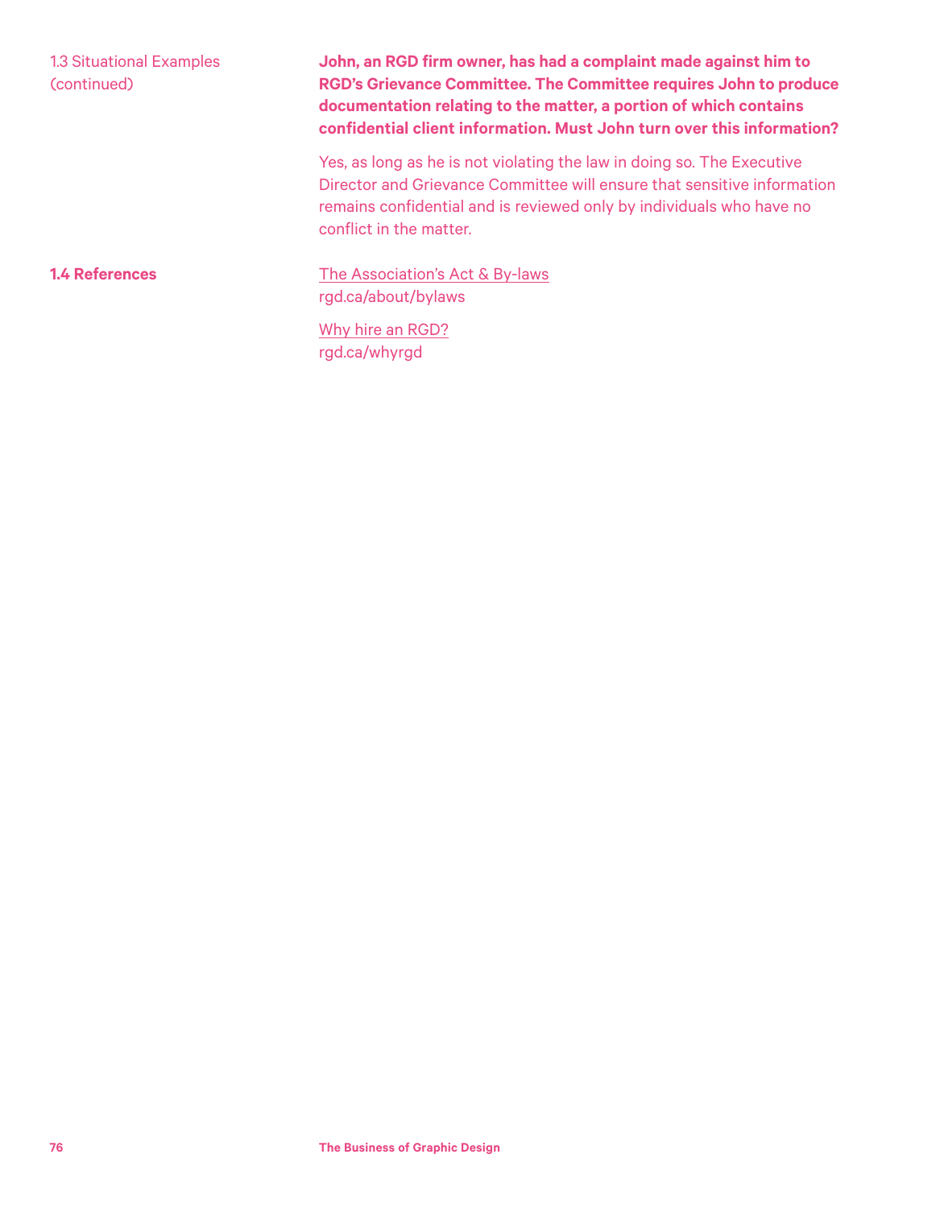1.3 Situational Examples (continued)

**John, an RGD firm owner, has had a complaint made against him to RGD's Grievance Committee. The Committee requires John to produce documentation relating to the matter, a portion of which contains confidential client information. Must John turn over this information?**

Yes, as long as he is not violating the law in doing so. The Executive Director and Grievance Committee will ensure that sensitive information remains confidential and is reviewed only by individuals who have no conflict in the matter.

## 1.4 References

The Association's Act & By-laws
rgd.ca/about/bylaws

Why hire an RGD?
rgd.ca/whyrgd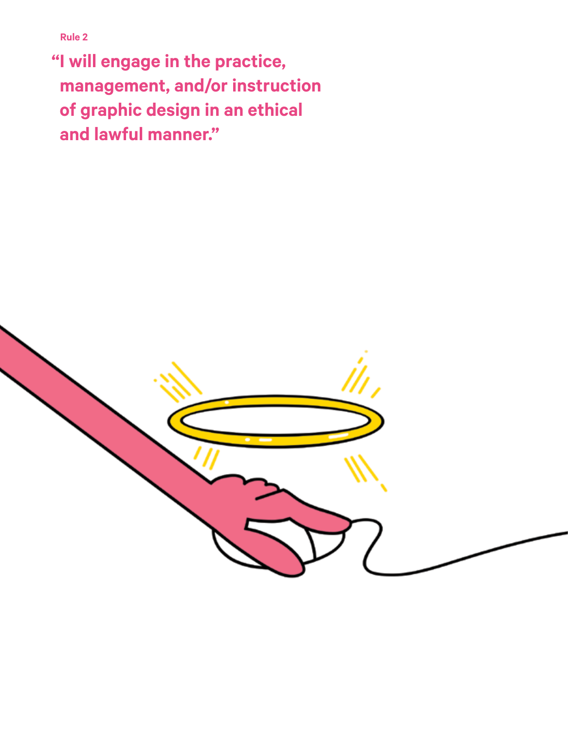Rule 2

## "I will engage in the practice, management, and/or instruction of graphic design in an ethical and lawful manner."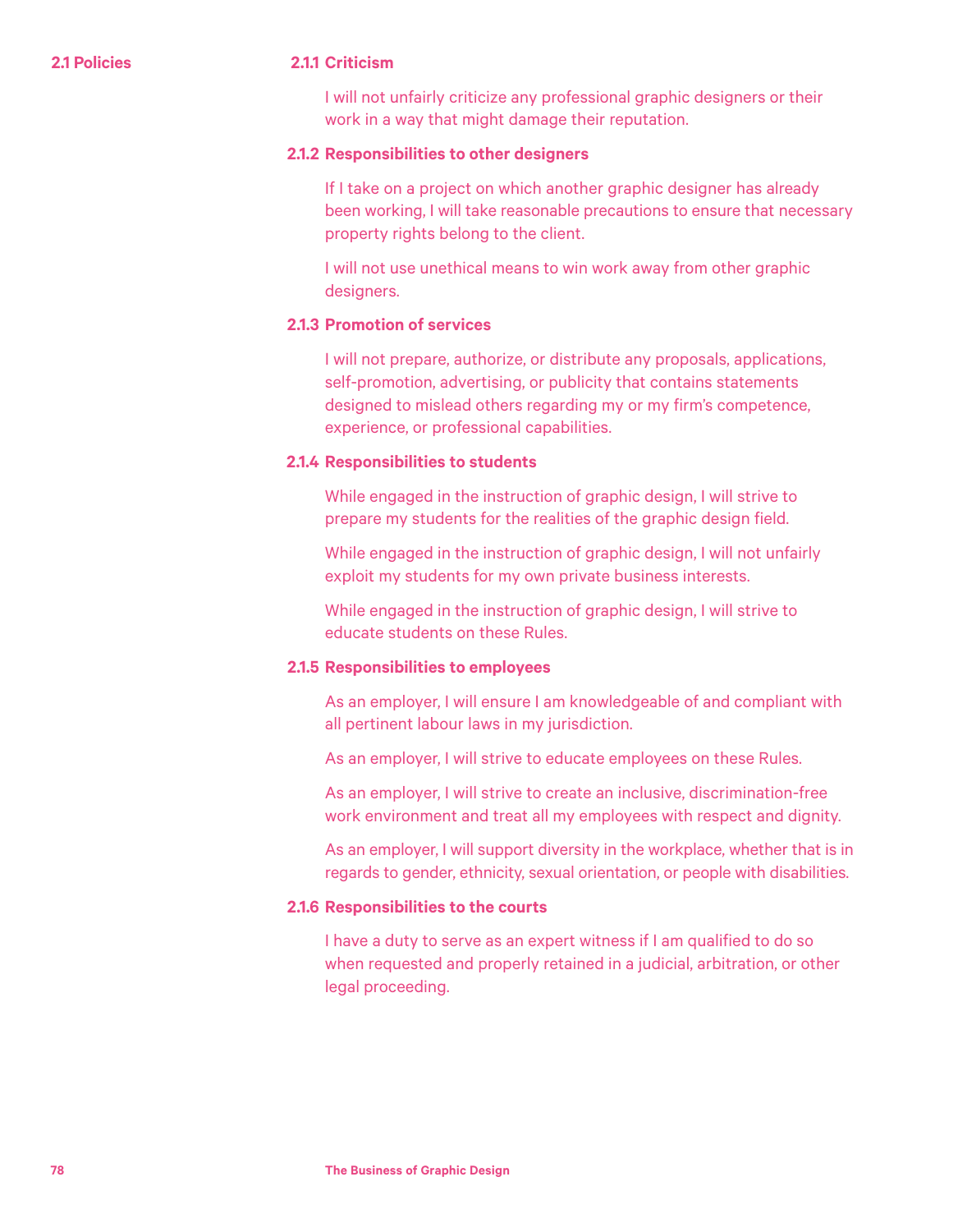## 2.1 Policies

### 2.1.1 Criticism

I will not unfairly criticize any professional graphic designers or their work in a way that might damage their reputation.

### 2.1.2 Responsibilities to other designers

If I take on a project on which another graphic designer has already been working, I will take reasonable precautions to ensure that necessary property rights belong to the client.

I will not use unethical means to win work away from other graphic designers.

### 2.1.3 Promotion of services

I will not prepare, authorize, or distribute any proposals, applications, self-promotion, advertising, or publicity that contains statements designed to mislead others regarding my or my firm's competence, experience, or professional capabilities.

### 2.1.4 Responsibilities to students

While engaged in the instruction of graphic design, I will strive to prepare my students for the realities of the graphic design field.

While engaged in the instruction of graphic design, I will not unfairly exploit my students for my own private business interests.

While engaged in the instruction of graphic design, I will strive to educate students on these Rules.

### 2.1.5 Responsibilities to employees

As an employer, I will ensure I am knowledgeable of and compliant with all pertinent labour laws in my jurisdiction.

As an employer, I will strive to educate employees on these Rules.

As an employer, I will strive to create an inclusive, discrimination-free work environment and treat all my employees with respect and dignity.

As an employer, I will support diversity in the workplace, whether that is in regards to gender, ethnicity, sexual orientation, or people with disabilities.

### 2.1.6 Responsibilities to the courts

I have a duty to serve as an expert witness if I am qualified to do so when requested and properly retained in a judicial, arbitration, or other legal proceeding.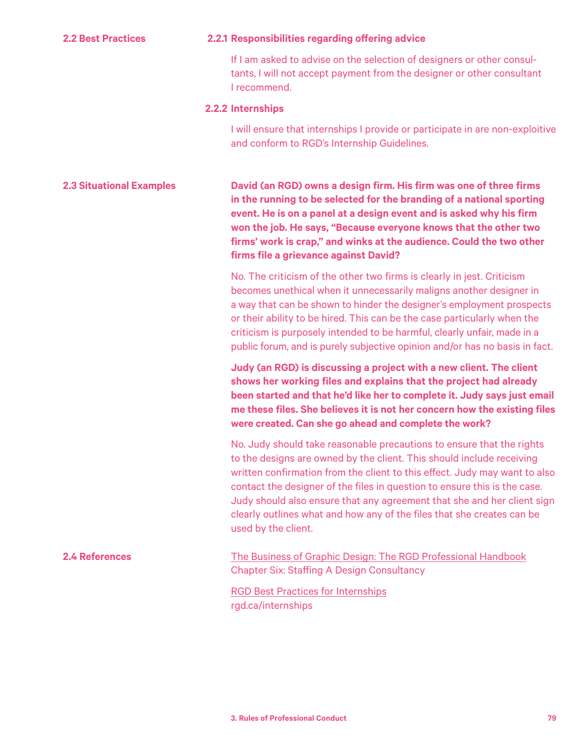## 2.2 Best Practices

### 2.2.1 Responsibilities regarding offering advice

If I am asked to advise on the selection of designers or other consultants, I will not accept payment from the designer or other consultant I recommend.

### 2.2.2 Internships

I will ensure that internships I provide or participate in are non-exploitive and conform to RGD's Internship Guidelines.

## 2.3 Situational Examples

**David (an RGD) owns a design firm. His firm was one of three firms in the running to be selected for the branding of a national sporting event. He is on a panel at a design event and is asked why his firm won the job. He says, "Because everyone knows that the other two firms' work is crap," and winks at the audience. Could the two other firms file a grievance against David?**

No. The criticism of the other two firms is clearly in jest. Criticism becomes unethical when it unnecessarily maligns another designer in a way that can be shown to hinder the designer's employment prospects or their ability to be hired. This can be the case particularly when the criticism is purposely intended to be harmful, clearly unfair, made in a public forum, and is purely subjective opinion and/or has no basis in fact.

**Judy (an RGD) is discussing a project with a new client. The client shows her working files and explains that the project had already been started and that he'd like her to complete it. Judy says just email me these files. She believes it is not her concern how the existing files were created. Can she go ahead and complete the work?**

No. Judy should take reasonable precautions to ensure that the rights to the designs are owned by the client. This should include receiving written confirmation from the client to this effect. Judy may want to also contact the designer of the files in question to ensure this is the case. Judy should also ensure that any agreement that she and her client sign clearly outlines what and how any of the files that she creates can be used by the client.

## 2.4 References

The Business of Graphic Design: The RGD Professional Handbook
Chapter Six: Staffing A Design Consultancy

RGD Best Practices for Internships
rgd.ca/internships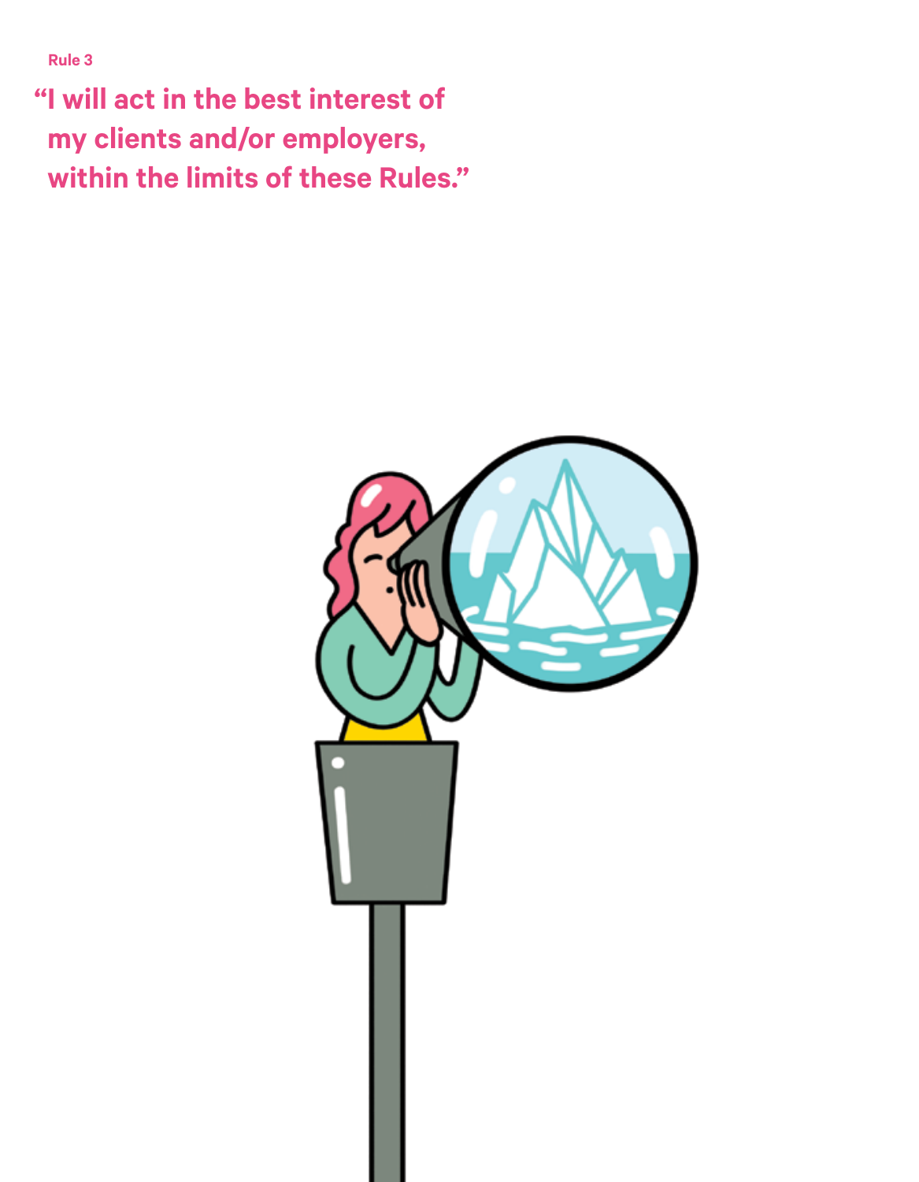Rule 3

## "I will act in the best interest of my clients and/or employers, within the limits of these Rules."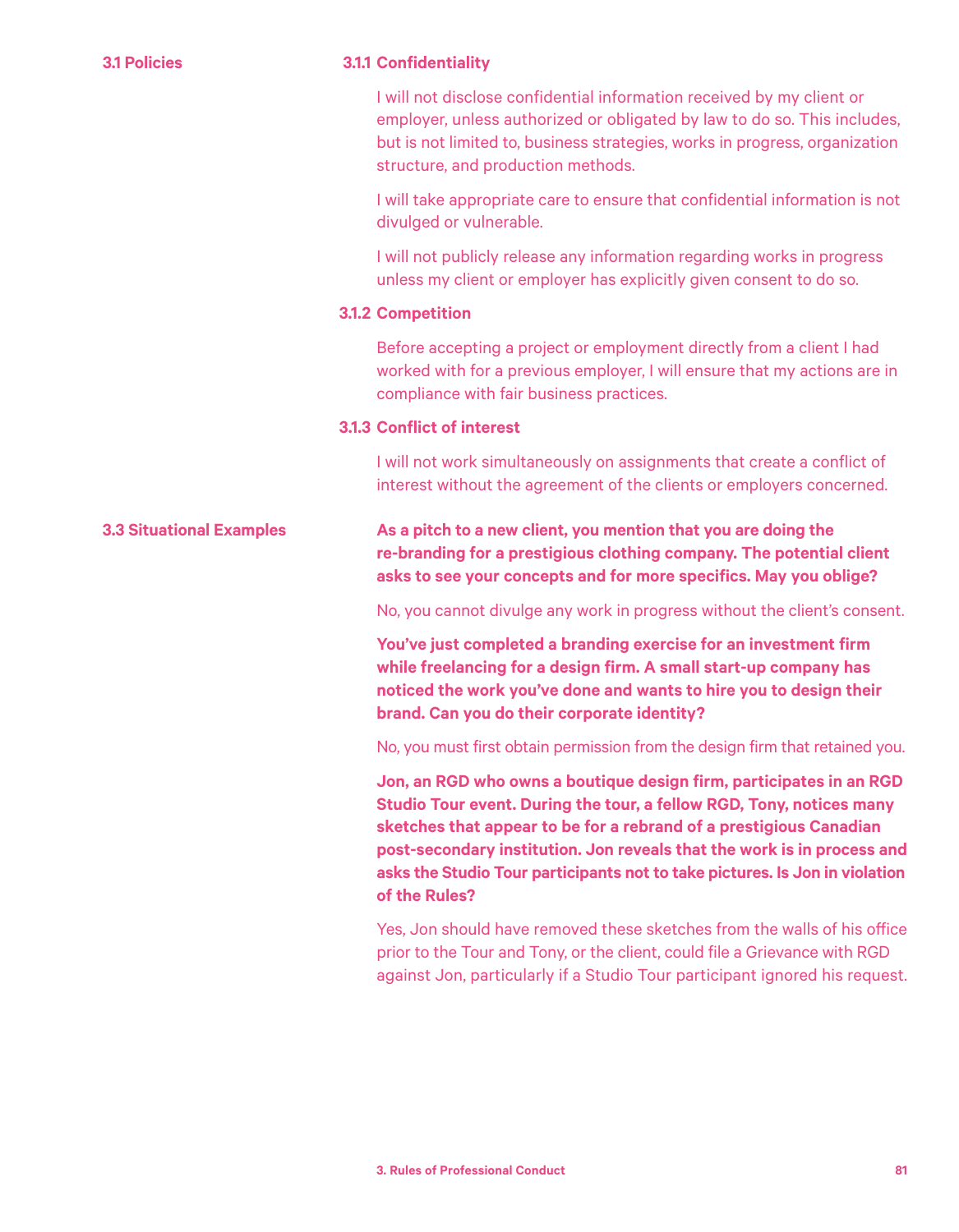## 3.1 Policies

### 3.1.1 Confidentiality

I will not disclose confidential information received by my client or employer, unless authorized or obligated by law to do so. This includes, but is not limited to, business strategies, works in progress, organization structure, and production methods.

I will take appropriate care to ensure that confidential information is not divulged or vulnerable.

I will not publicly release any information regarding works in progress unless my client or employer has explicitly given consent to do so.

### 3.1.2 Competition

Before accepting a project or employment directly from a client I had worked with for a previous employer, I will ensure that my actions are in compliance with fair business practices.

### 3.1.3 Conflict of interest

I will not work simultaneously on assignments that create a conflict of interest without the agreement of the clients or employers concerned.

## 3.3 Situational Examples

**As a pitch to a new client, you mention that you are doing the re-branding for a prestigious clothing company. The potential client asks to see your concepts and for more specifics. May you oblige?**

No, you cannot divulge any work in progress without the client's consent.

**You've just completed a branding exercise for an investment firm while freelancing for a design firm. A small start-up company has noticed the work you've done and wants to hire you to design their brand. Can you do their corporate identity?**

No, you must first obtain permission from the design firm that retained you.

**Jon, an RGD who owns a boutique design firm, participates in an RGD Studio Tour event. During the tour, a fellow RGD, Tony, notices many sketches that appear to be for a rebrand of a prestigious Canadian post-secondary institution. Jon reveals that the work is in process and asks the Studio Tour participants not to take pictures. Is Jon in violation of the Rules?**

Yes, Jon should have removed these sketches from the walls of his office prior to the Tour and Tony, or the client, could file a Grievance with RGD against Jon, particularly if a Studio Tour participant ignored his request.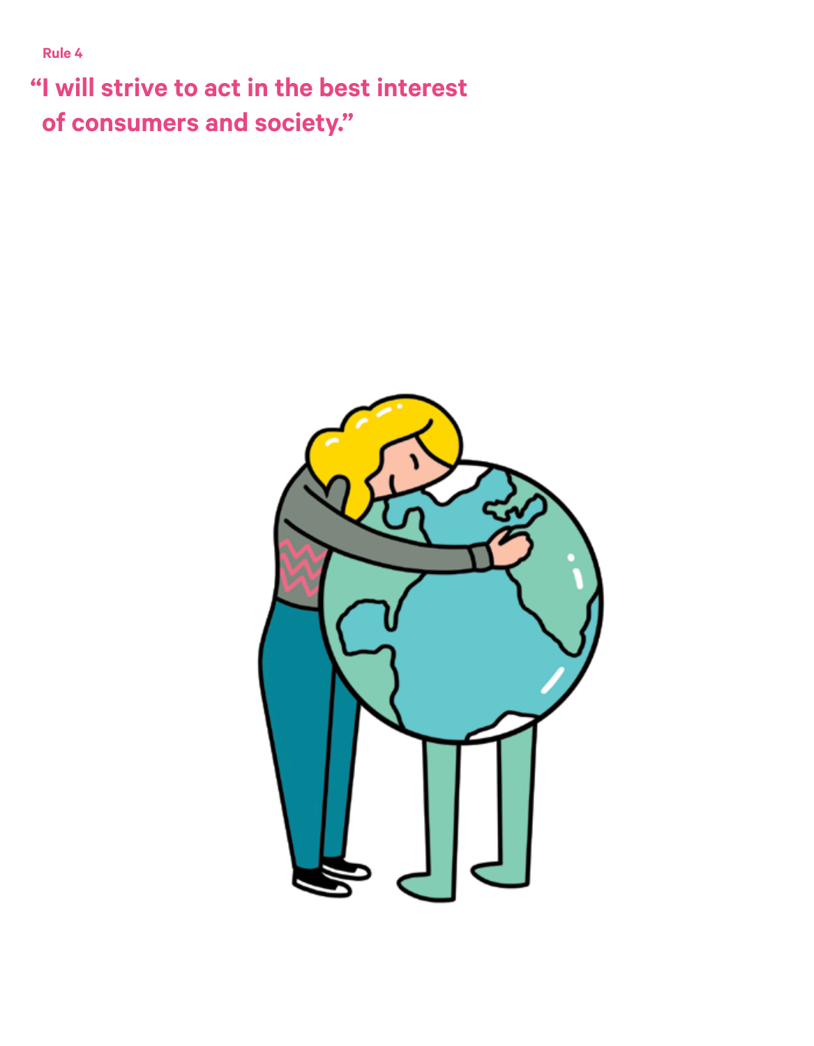Rule 4

## "I will strive to act in the best interest of consumers and society."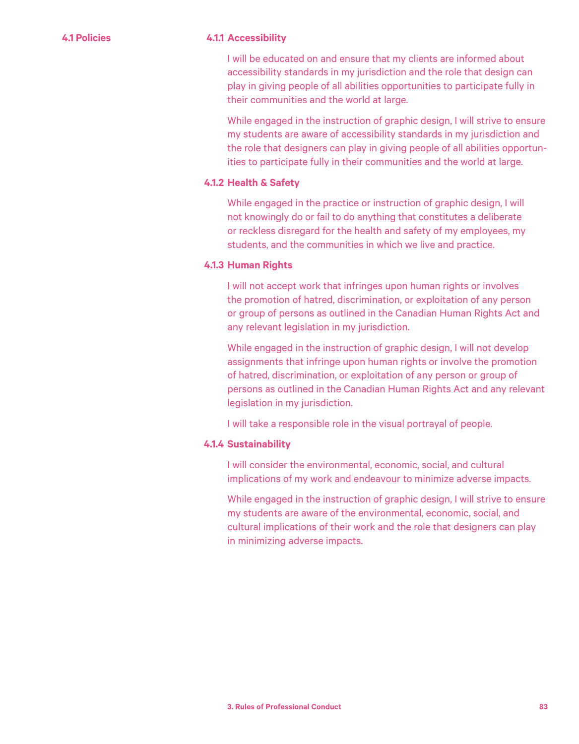## 4.1 Policies

### 4.1.1 Accessibility

I will be educated on and ensure that my clients are informed about accessibility standards in my jurisdiction and the role that design can play in giving people of all abilities opportunities to participate fully in their communities and the world at large.

While engaged in the instruction of graphic design, I will strive to ensure my students are aware of accessibility standards in my jurisdiction and the role that designers can play in giving people of all abilities opportunities to participate fully in their communities and the world at large.

### 4.1.2 Health & Safety

While engaged in the practice or instruction of graphic design, I will not knowingly do or fail to do anything that constitutes a deliberate or reckless disregard for the health and safety of my employees, my students, and the communities in which we live and practice.

### 4.1.3 Human Rights

I will not accept work that infringes upon human rights or involves the promotion of hatred, discrimination, or exploitation of any person or group of persons as outlined in the Canadian Human Rights Act and any relevant legislation in my jurisdiction.

While engaged in the instruction of graphic design, I will not develop assignments that infringe upon human rights or involve the promotion of hatred, discrimination, or exploitation of any person or group of persons as outlined in the Canadian Human Rights Act and any relevant legislation in my jurisdiction.

I will take a responsible role in the visual portrayal of people.

### 4.1.4 Sustainability

I will consider the environmental, economic, social, and cultural implications of my work and endeavour to minimize adverse impacts.

While engaged in the instruction of graphic design, I will strive to ensure my students are aware of the environmental, economic, social, and cultural implications of their work and the role that designers can play in minimizing adverse impacts.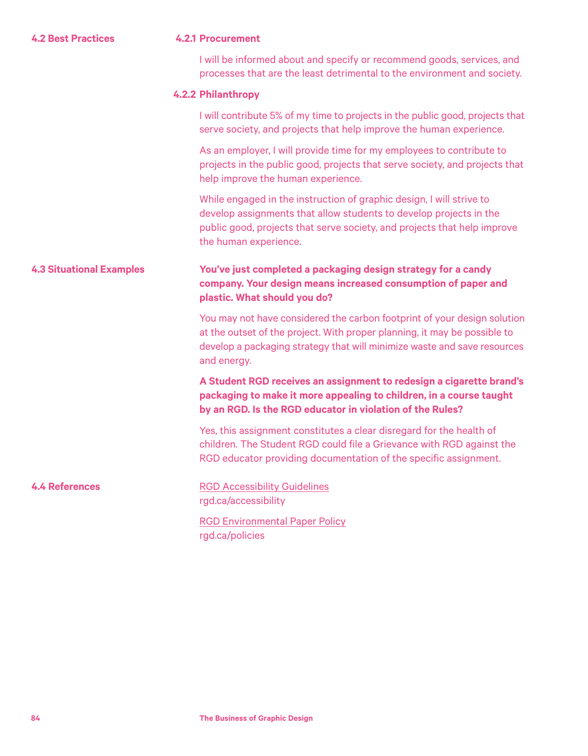## 4.2 Best Practices

### 4.2.1 Procurement

I will be informed about and specify or recommend goods, services, and processes that are the least detrimental to the environment and society.

### 4.2.2 Philanthropy

I will contribute 5% of my time to projects in the public good, projects that serve society, and projects that help improve the human experience.

As an employer, I will provide time for my employees to contribute to projects in the public good, projects that serve society, and projects that help improve the human experience.

While engaged in the instruction of graphic design, I will strive to develop assignments that allow students to develop projects in the public good, projects that serve society, and projects that help improve the human experience.

## 4.3 Situational Examples

**You've just completed a packaging design strategy for a candy company. Your design means increased consumption of paper and plastic. What should you do?**

You may not have considered the carbon footprint of your design solution at the outset of the project. With proper planning, it may be possible to develop a packaging strategy that will minimize waste and save resources and energy.

**A Student RGD receives an assignment to redesign a cigarette brand's packaging to make it more appealing to children, in a course taught by an RGD. Is the RGD educator in violation of the Rules?**

Yes, this assignment constitutes a clear disregard for the health of children. The Student RGD could file a Grievance with RGD against the RGD educator providing documentation of the specific assignment.

## 4.4 References

RGD Accessibility Guidelines
rgd.ca/accessibility

RGD Environmental Paper Policy
rgd.ca/policies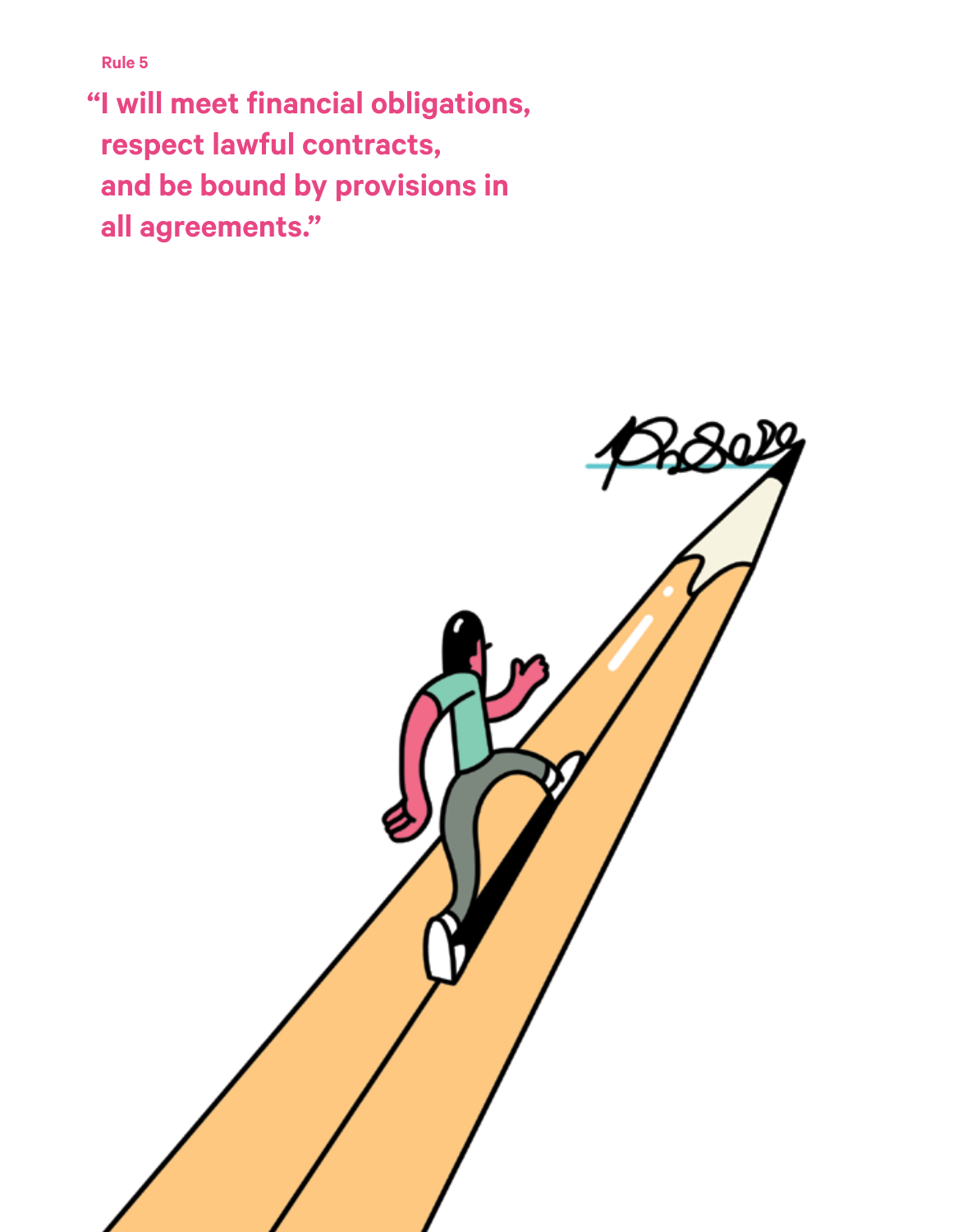Rule 5

## "I will meet financial obligations, respect lawful contracts, and be bound by provisions in all agreements."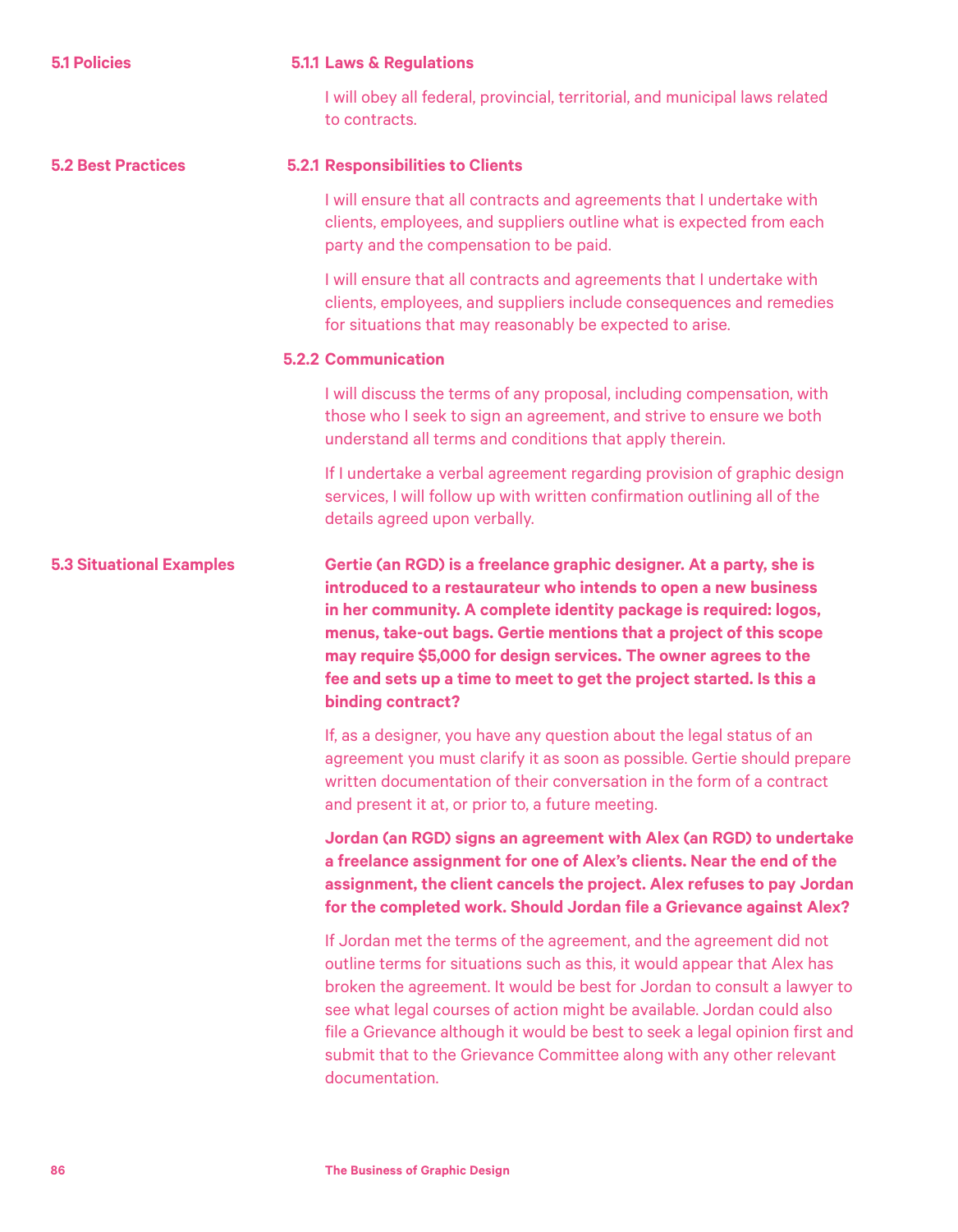## 5.1 Policies

### 5.1.1 Laws & Regulations

I will obey all federal, provincial, territorial, and municipal laws related to contracts.

## 5.2 Best Practices

### 5.2.1 Responsibilities to Clients

I will ensure that all contracts and agreements that I undertake with clients, employees, and suppliers outline what is expected from each party and the compensation to be paid.

I will ensure that all contracts and agreements that I undertake with clients, employees, and suppliers include consequences and remedies for situations that may reasonably be expected to arise.

### 5.2.2 Communication

I will discuss the terms of any proposal, including compensation, with those who I seek to sign an agreement, and strive to ensure we both understand all terms and conditions that apply therein.

If I undertake a verbal agreement regarding provision of graphic design services, I will follow up with written confirmation outlining all of the details agreed upon verbally.

## 5.3 Situational Examples

**Gertie (an RGD) is a freelance graphic designer. At a party, she is introduced to a restaurateur who intends to open a new business in her community. A complete identity package is required: logos, menus, take-out bags. Gertie mentions that a project of this scope may require $5,000 for design services. The owner agrees to the fee and sets up a time to meet to get the project started. Is this a binding contract?**

If, as a designer, you have any question about the legal status of an agreement you must clarify it as soon as possible. Gertie should prepare written documentation of their conversation in the form of a contract and present it at, or prior to, a future meeting.

**Jordan (an RGD) signs an agreement with Alex (an RGD) to undertake a freelance assignment for one of Alex's clients. Near the end of the assignment, the client cancels the project. Alex refuses to pay Jordan for the completed work. Should Jordan file a Grievance against Alex?**

If Jordan met the terms of the agreement, and the agreement did not outline terms for situations such as this, it would appear that Alex has broken the agreement. It would be best for Jordan to consult a lawyer to see what legal courses of action might be available. Jordan could also file a Grievance although it would be best to seek a legal opinion first and submit that to the Grievance Committee along with any other relevant documentation.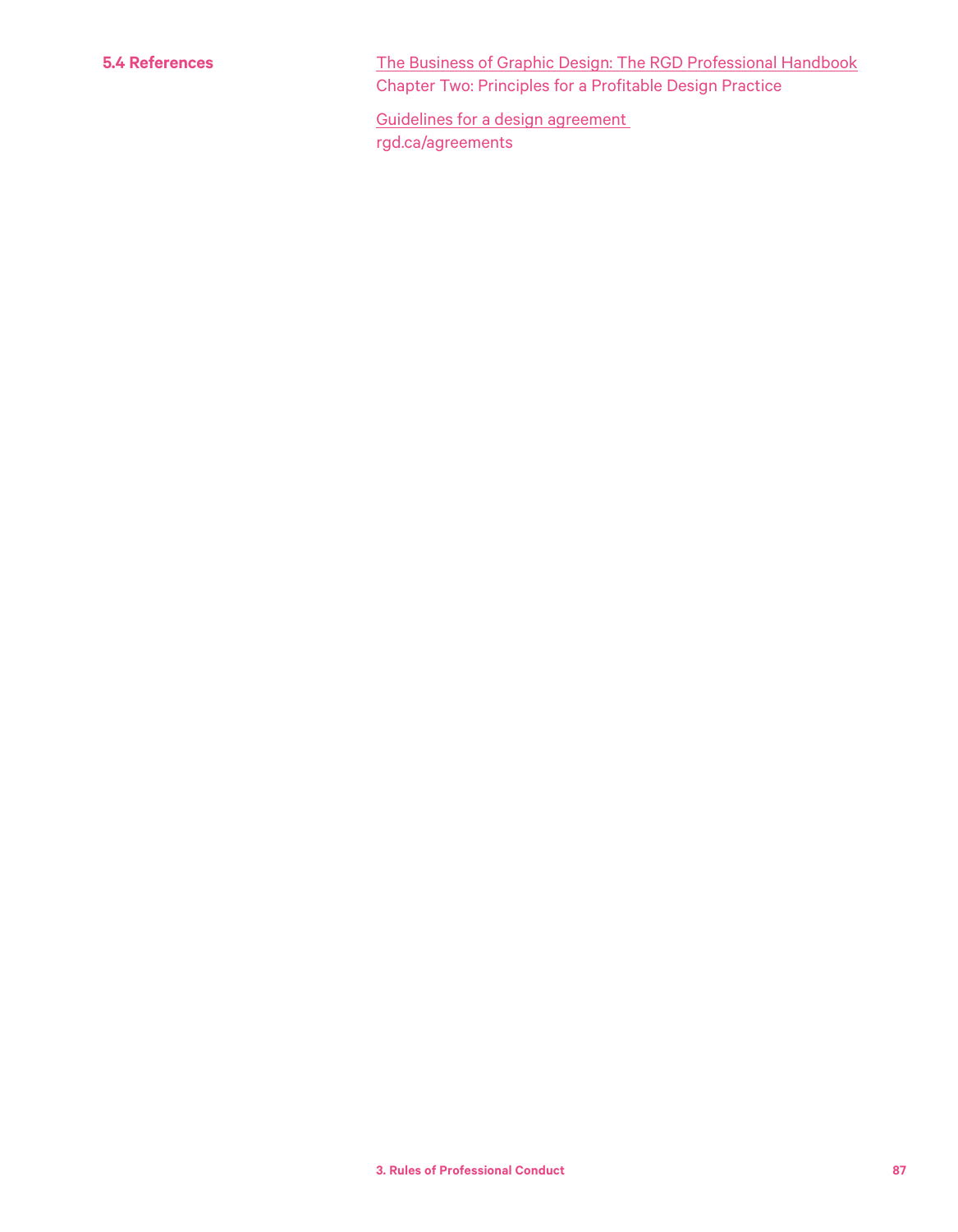### 5.4 References

The Business of Graphic Design: The RGD Professional Handbook
Chapter Two: Principles for a Profitable Design Practice

Guidelines for a design agreement
rgd.ca/agreements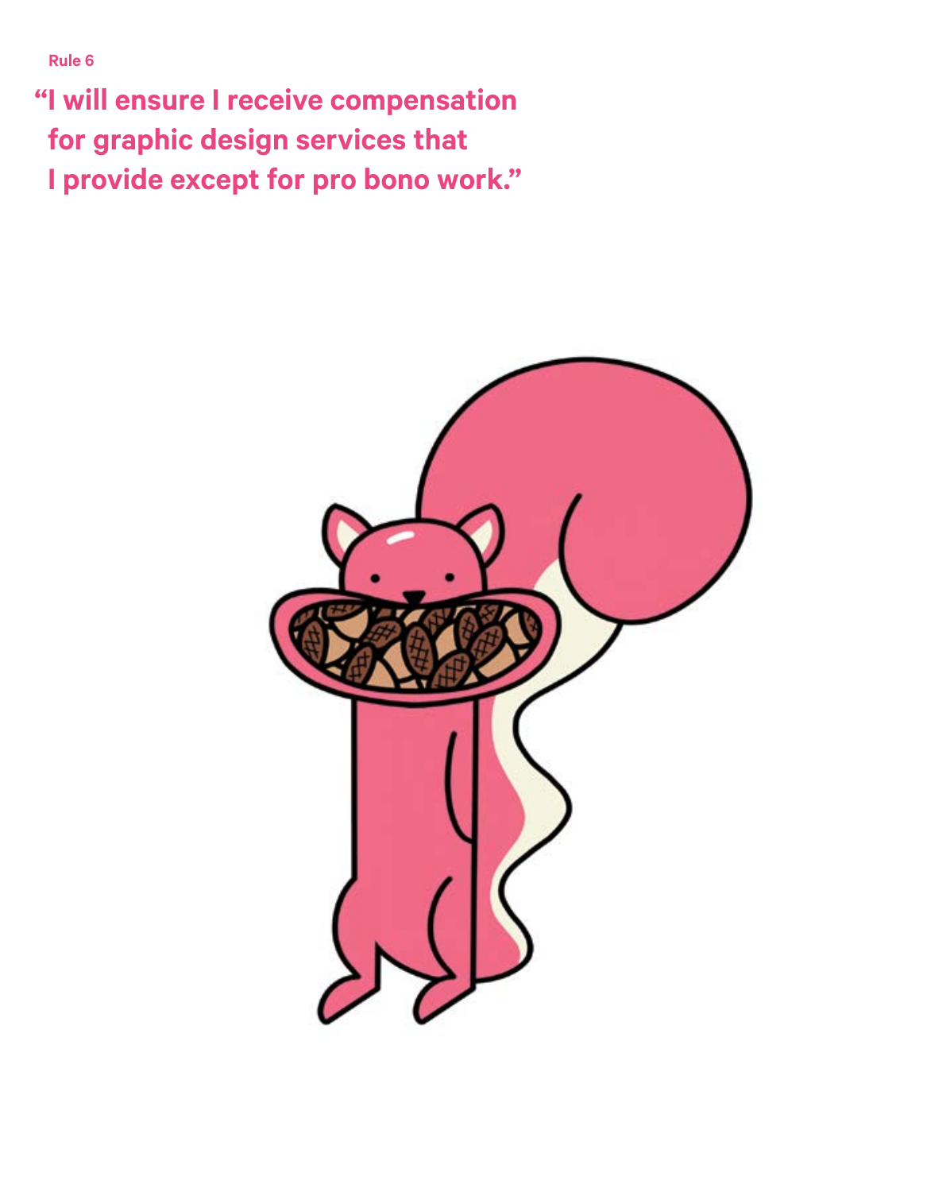Rule 6

## "I will ensure I receive compensation for graphic design services that I provide except for pro bono work."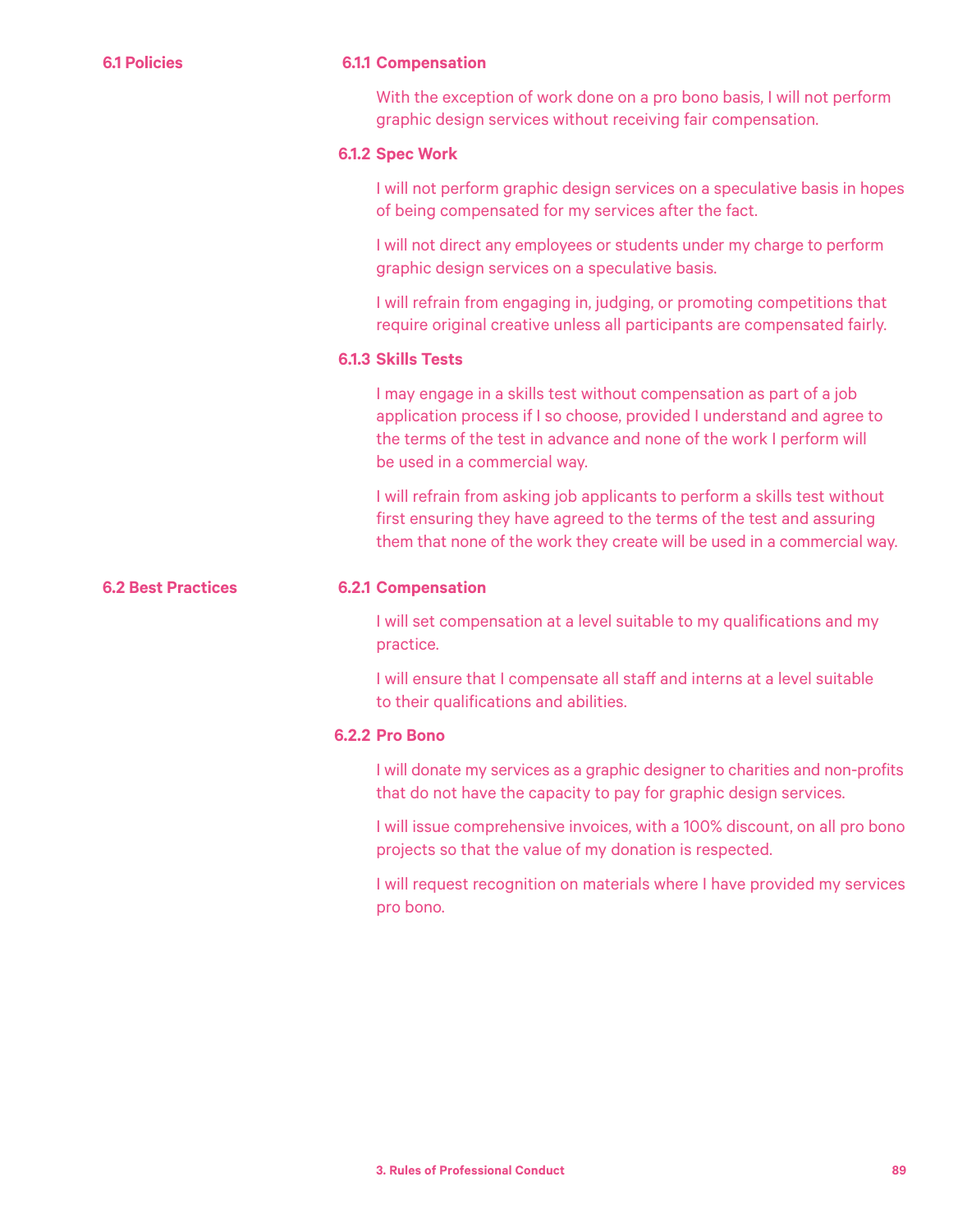## 6.1 Policies

### 6.1.1 Compensation

With the exception of work done on a pro bono basis, I will not perform graphic design services without receiving fair compensation.

### 6.1.2 Spec Work

I will not perform graphic design services on a speculative basis in hopes of being compensated for my services after the fact.

I will not direct any employees or students under my charge to perform graphic design services on a speculative basis.

I will refrain from engaging in, judging, or promoting competitions that require original creative unless all participants are compensated fairly.

### 6.1.3 Skills Tests

I may engage in a skills test without compensation as part of a job application process if I so choose, provided I understand and agree to the terms of the test in advance and none of the work I perform will be used in a commercial way.

I will refrain from asking job applicants to perform a skills test without first ensuring they have agreed to the terms of the test and assuring them that none of the work they create will be used in a commercial way.

## 6.2 Best Practices

### 6.2.1 Compensation

I will set compensation at a level suitable to my qualifications and my practice.

I will ensure that I compensate all staff and interns at a level suitable to their qualifications and abilities.

### 6.2.2 Pro Bono

I will donate my services as a graphic designer to charities and non-profits that do not have the capacity to pay for graphic design services.

I will issue comprehensive invoices, with a 100% discount, on all pro bono projects so that the value of my donation is respected.

I will request recognition on materials where I have provided my services pro bono.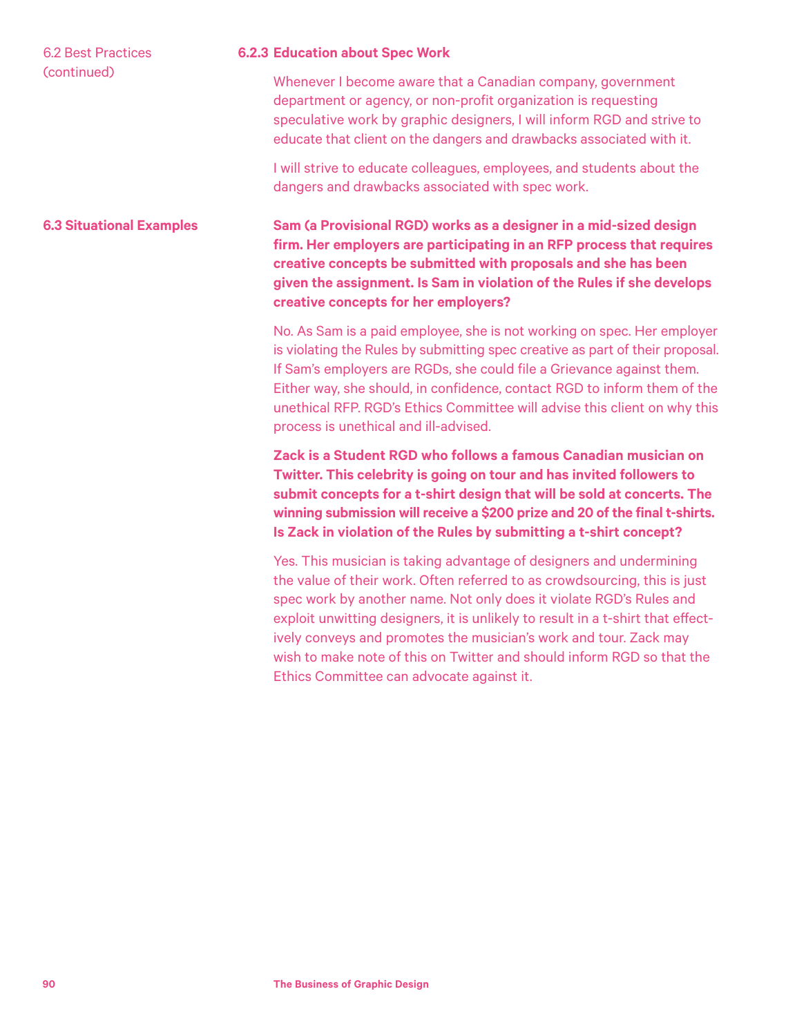6.2 Best Practices (continued)

### 6.2.3 Education about Spec Work

Whenever I become aware that a Canadian company, government department or agency, or non-profit organization is requesting speculative work by graphic designers, I will inform RGD and strive to educate that client on the dangers and drawbacks associated with it.

I will strive to educate colleagues, employees, and students about the dangers and drawbacks associated with spec work.

## 6.3 Situational Examples

**Sam (a Provisional RGD) works as a designer in a mid-sized design firm. Her employers are participating in an RFP process that requires creative concepts be submitted with proposals and she has been given the assignment. Is Sam in violation of the Rules if she develops creative concepts for her employers?**

No. As Sam is a paid employee, she is not working on spec. Her employer is violating the Rules by submitting spec creative as part of their proposal. If Sam's employers are RGDs, she could file a Grievance against them. Either way, she should, in confidence, contact RGD to inform them of the unethical RFP. RGD's Ethics Committee will advise this client on why this process is unethical and ill-advised.

**Zack is a Student RGD who follows a famous Canadian musician on Twitter. This celebrity is going on tour and has invited followers to submit concepts for a t-shirt design that will be sold at concerts. The winning submission will receive a $200 prize and 20 of the final t-shirts. Is Zack in violation of the Rules by submitting a t-shirt concept?**

Yes. This musician is taking advantage of designers and undermining the value of their work. Often referred to as crowdsourcing, this is just spec work by another name. Not only does it violate RGD's Rules and exploit unwitting designers, it is unlikely to result in a t-shirt that effectively conveys and promotes the musician's work and tour. Zack may wish to make note of this on Twitter and should inform RGD so that the Ethics Committee can advocate against it.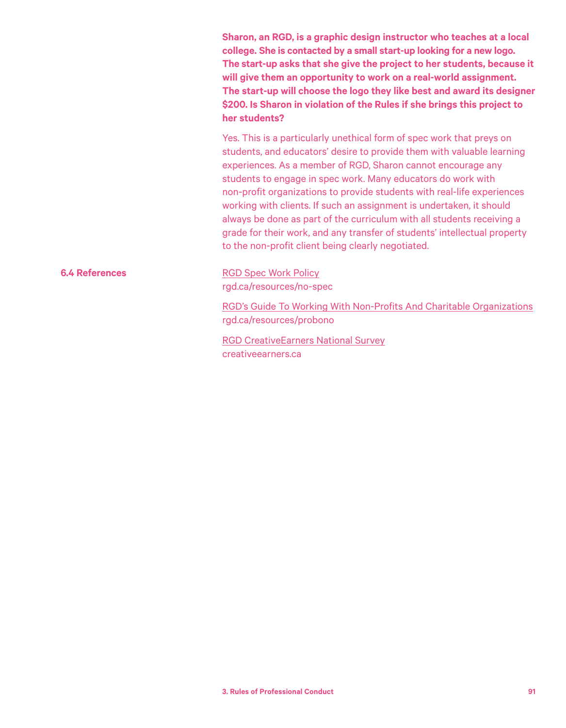**Sharon, an RGD, is a graphic design instructor who teaches at a local college. She is contacted by a small start-up looking for a new logo. The start-up asks that she give the project to her students, because it will give them an opportunity to work on a real-world assignment. The start-up will choose the logo they like best and award its designer $200. Is Sharon in violation of the Rules if she brings this project to her students?**

Yes. This is a particularly unethical form of spec work that preys on students, and educators' desire to provide them with valuable learning experiences. As a member of RGD, Sharon cannot encourage any students to engage in spec work. Many educators do work with non-profit organizations to provide students with real-life experiences working with clients. If such an assignment is undertaken, it should always be done as part of the curriculum with all students receiving a grade for their work, and any transfer of students' intellectual property to the non-profit client being clearly negotiated.

## 6.4 References

RGD Spec Work Policy
rgd.ca/resources/no-spec

RGD's Guide To Working With Non-Profits And Charitable Organizations
rgd.ca/resources/probono

RGD CreativeEarners National Survey
creativeearners.ca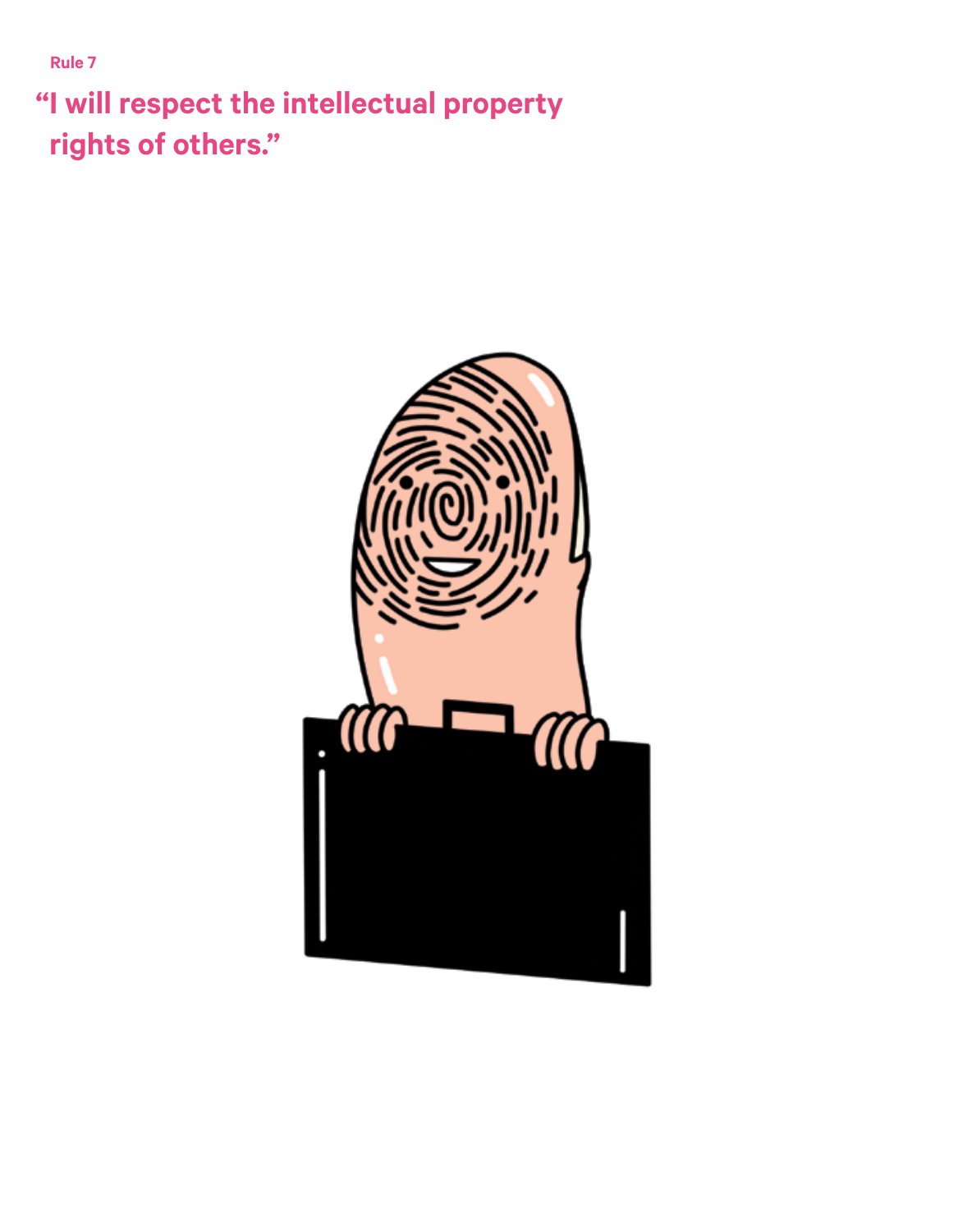Rule 7

## "I will respect the intellectual property rights of others."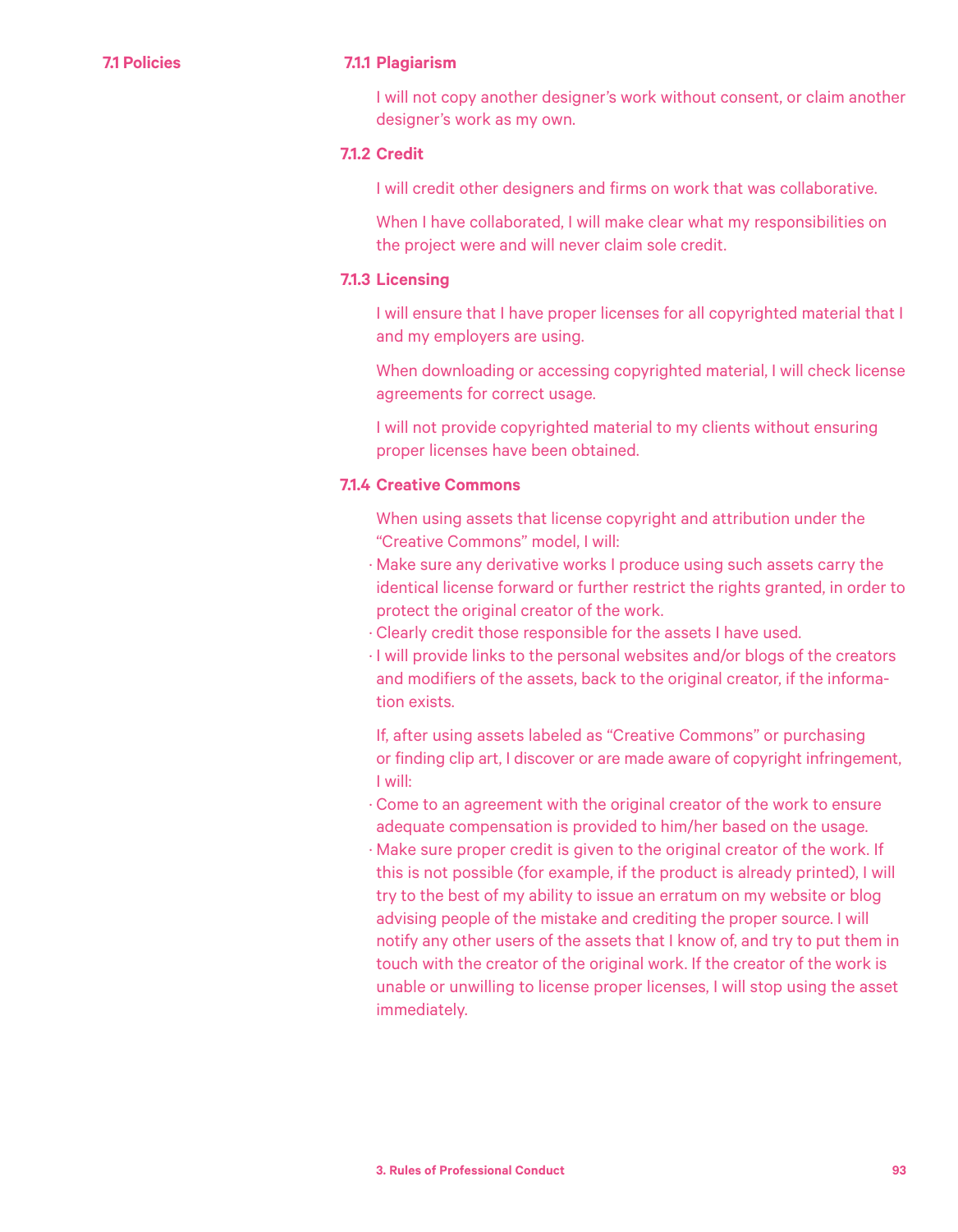## 7.1 Policies

### 7.1.1 Plagiarism

I will not copy another designer's work without consent, or claim another designer's work as my own.

### 7.1.2 Credit

I will credit other designers and firms on work that was collaborative.

When I have collaborated, I will make clear what my responsibilities on the project were and will never claim sole credit.

### 7.1.3 Licensing

I will ensure that I have proper licenses for all copyrighted material that I and my employers are using.

When downloading or accessing copyrighted material, I will check license agreements for correct usage.

I will not provide copyrighted material to my clients without ensuring proper licenses have been obtained.

### 7.1.4 Creative Commons

When using assets that license copyright and attribution under the "Creative Commons" model, I will:

- Make sure any derivative works I produce using such assets carry the identical license forward or further restrict the rights granted, in order to protect the original creator of the work.
- Clearly credit those responsible for the assets I have used.
- I will provide links to the personal websites and/or blogs of the creators and modifiers of the assets, back to the original creator, if the information exists.

If, after using assets labeled as "Creative Commons" or purchasing or finding clip art, I discover or are made aware of copyright infringement, I will:

- Come to an agreement with the original creator of the work to ensure adequate compensation is provided to him/her based on the usage.
- Make sure proper credit is given to the original creator of the work. If this is not possible (for example, if the product is already printed), I will try to the best of my ability to issue an erratum on my website or blog advising people of the mistake and crediting the proper source. I will notify any other users of the assets that I know of, and try to put them in touch with the creator of the original work. If the creator of the work is unable or unwilling to license proper licenses, I will stop using the asset immediately.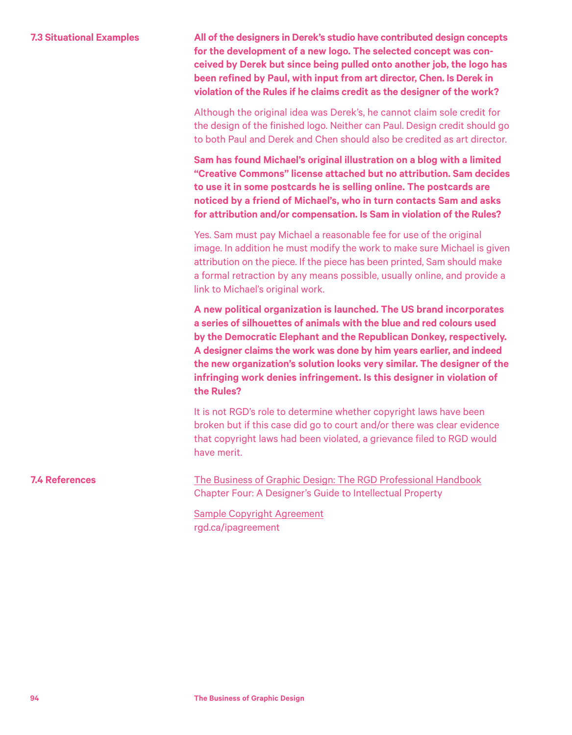## 7.3 Situational Examples

**All of the designers in Derek's studio have contributed design concepts for the development of a new logo. The selected concept was conceived by Derek but since being pulled onto another job, the logo has been refined by Paul, with input from art director, Chen. Is Derek in violation of the Rules if he claims credit as the designer of the work?**

Although the original idea was Derek's, he cannot claim sole credit for the design of the finished logo. Neither can Paul. Design credit should go to both Paul and Derek and Chen should also be credited as art director.

**Sam has found Michael's original illustration on a blog with a limited "Creative Commons" license attached but no attribution. Sam decides to use it in some postcards he is selling online. The postcards are noticed by a friend of Michael's, who in turn contacts Sam and asks for attribution and/or compensation. Is Sam in violation of the Rules?**

Yes. Sam must pay Michael a reasonable fee for use of the original image. In addition he must modify the work to make sure Michael is given attribution on the piece. If the piece has been printed, Sam should make a formal retraction by any means possible, usually online, and provide a link to Michael's original work.

**A new political organization is launched. The US brand incorporates a series of silhouettes of animals with the blue and red colours used by the Democratic Elephant and the Republican Donkey, respectively. A designer claims the work was done by him years earlier, and indeed the new organization's solution looks very similar. The designer of the infringing work denies infringement. Is this designer in violation of the Rules?**

It is not RGD's role to determine whether copyright laws have been broken but if this case did go to court and/or there was clear evidence that copyright laws had been violated, a grievance filed to RGD would have merit.

## 7.4 References

The Business of Graphic Design: The RGD Professional Handbook
Chapter Four: A Designer's Guide to Intellectual Property

Sample Copyright Agreement
rgd.ca/ipagreement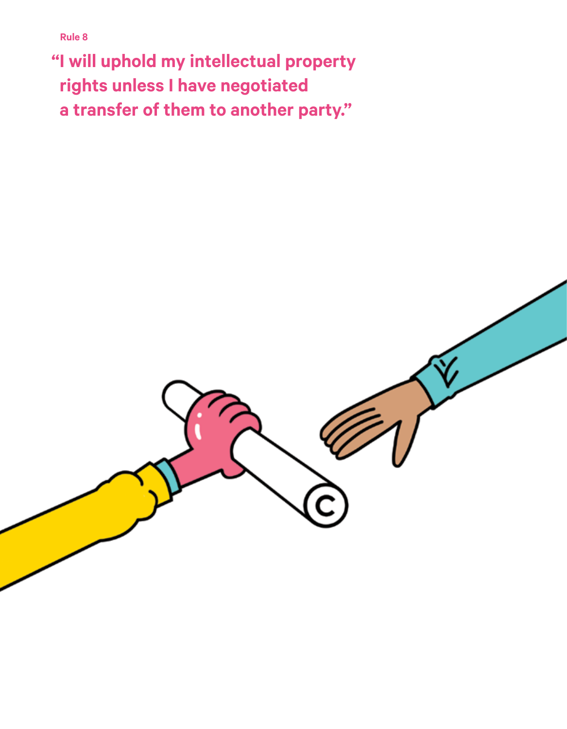Rule 8

## "I will uphold my intellectual property rights unless I have negotiated a transfer of them to another party."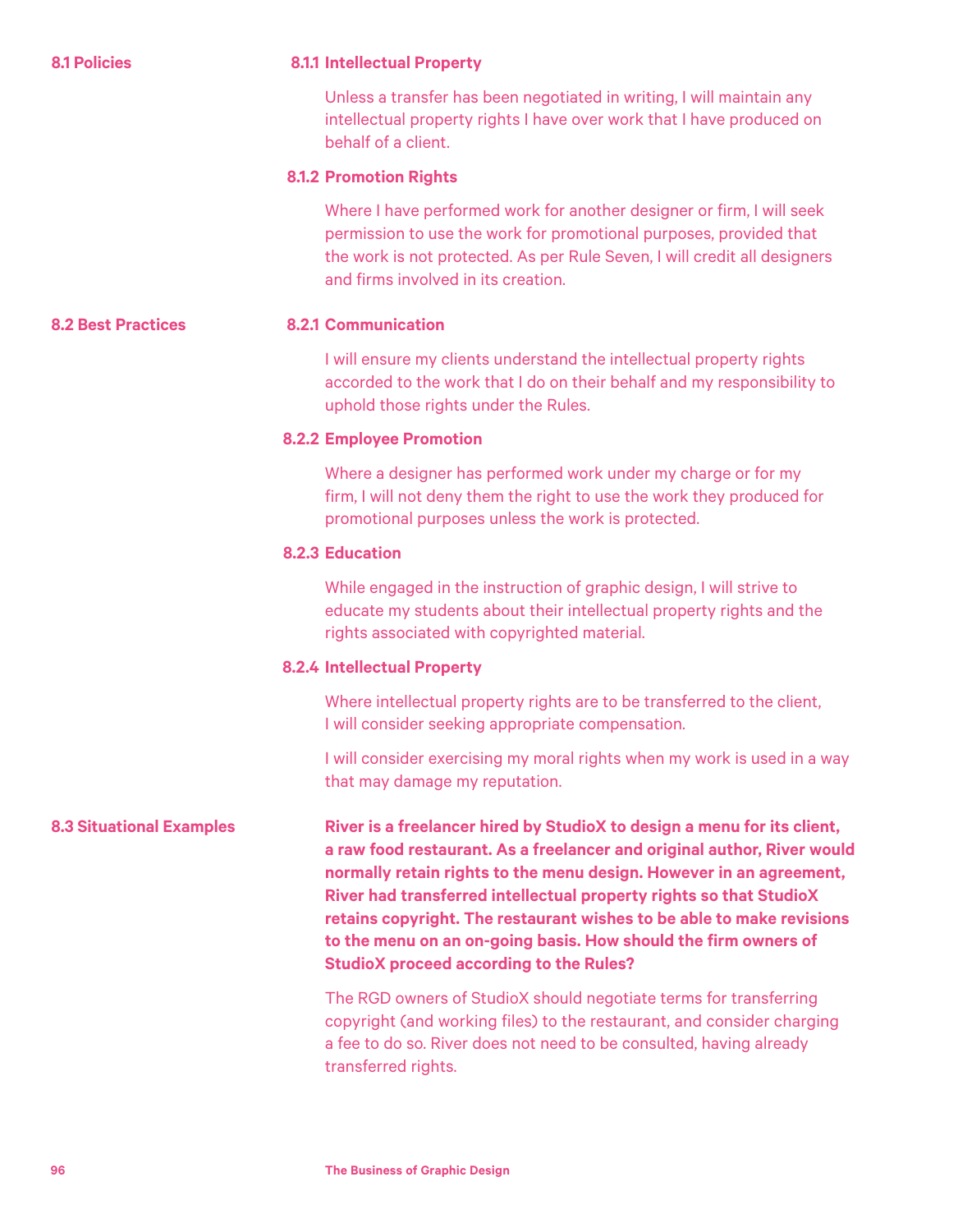## 8.1 Policies

### 8.1.1 Intellectual Property

Unless a transfer has been negotiated in writing, I will maintain any intellectual property rights I have over work that I have produced on behalf of a client.

### 8.1.2 Promotion Rights

Where I have performed work for another designer or firm, I will seek permission to use the work for promotional purposes, provided that the work is not protected. As per Rule Seven, I will credit all designers and firms involved in its creation.

## 8.2 Best Practices

### 8.2.1 Communication

I will ensure my clients understand the intellectual property rights accorded to the work that I do on their behalf and my responsibility to uphold those rights under the Rules.

### 8.2.2 Employee Promotion

Where a designer has performed work under my charge or for my firm, I will not deny them the right to use the work they produced for promotional purposes unless the work is protected.

### 8.2.3 Education

While engaged in the instruction of graphic design, I will strive to educate my students about their intellectual property rights and the rights associated with copyrighted material.

### 8.2.4 Intellectual Property

Where intellectual property rights are to be transferred to the client, I will consider seeking appropriate compensation.

I will consider exercising my moral rights when my work is used in a way that may damage my reputation.

## 8.3 Situational Examples

**River is a freelancer hired by StudioX to design a menu for its client, a raw food restaurant. As a freelancer and original author, River would normally retain rights to the menu design. However in an agreement, River had transferred intellectual property rights so that StudioX retains copyright. The restaurant wishes to be able to make revisions to the menu on an on-going basis. How should the firm owners of StudioX proceed according to the Rules?**

The RGD owners of StudioX should negotiate terms for transferring copyright (and working files) to the restaurant, and consider charging a fee to do so. River does not need to be consulted, having already transferred rights.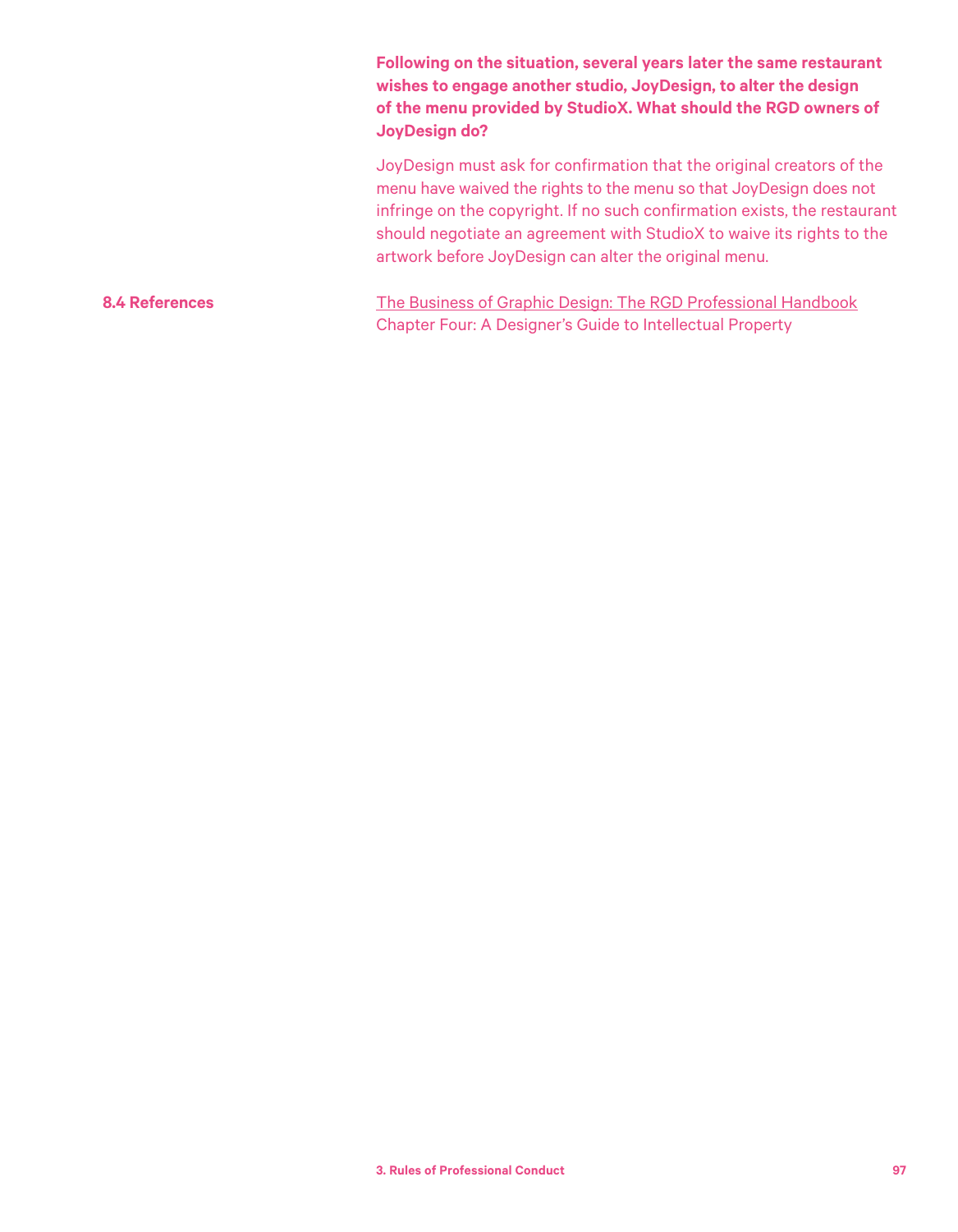**Following on the situation, several years later the same restaurant wishes to engage another studio, JoyDesign, to alter the design of the menu provided by StudioX. What should the RGD owners of JoyDesign do?**

JoyDesign must ask for confirmation that the original creators of the menu have waived the rights to the menu so that JoyDesign does not infringe on the copyright. If no such confirmation exists, the restaurant should negotiate an agreement with StudioX to waive its rights to the artwork before JoyDesign can alter the original menu.

### 8.4 References

The Business of Graphic Design: The RGD Professional Handbook
Chapter Four: A Designer's Guide to Intellectual Property